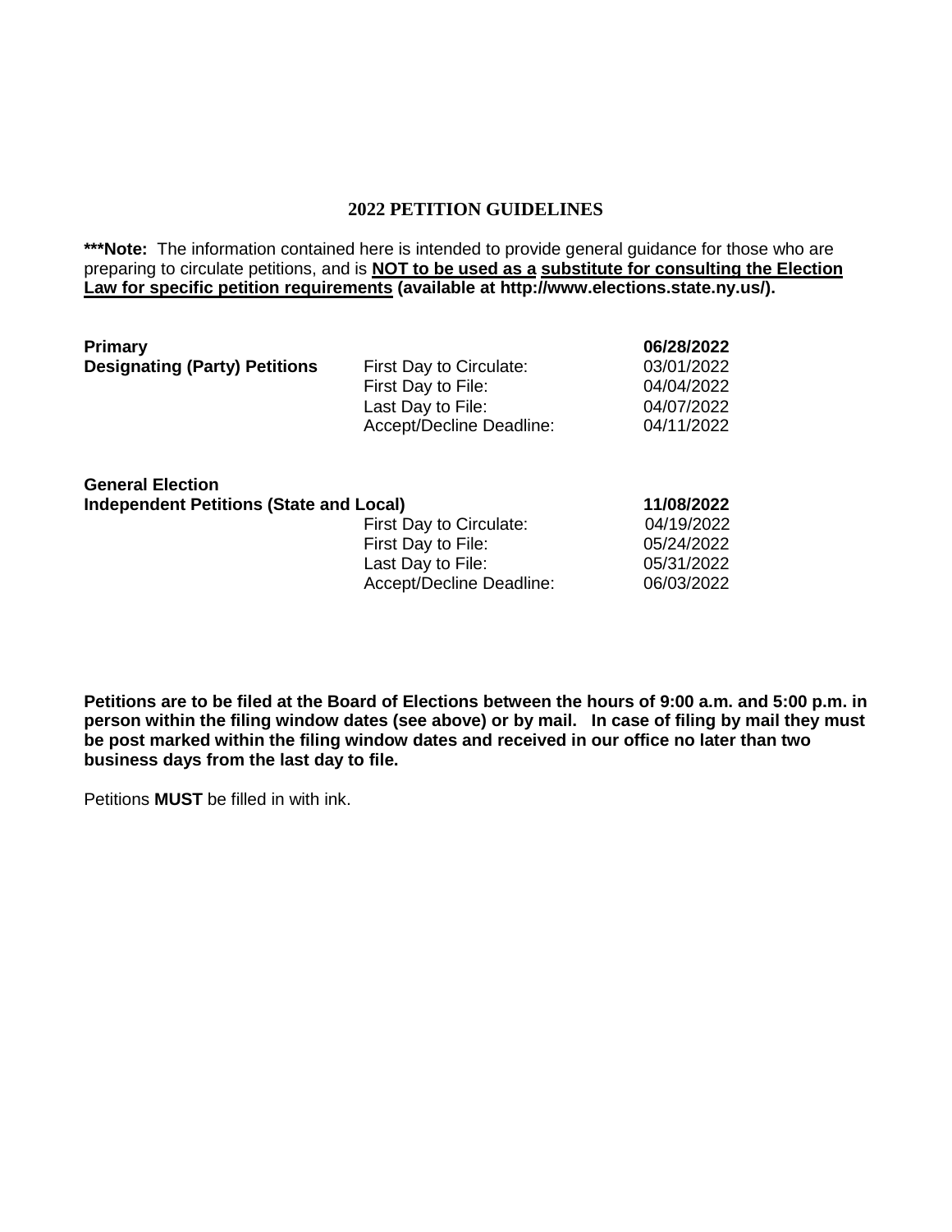## 2022 PETITION GUIDELINES

**\*\*\*Note:** The information contained here is intended to provide general guidance for those who are preparing to circulate petitions, and is **NOT to be used as a substitute for consulting the Election Law for specific petition requirements (available at http://www.elections.state.ny.us/).**

| | | |
|---|---|---|
| **Primary** | | **06/28/2022** |
| **Designating (Party) Petitions** | First Day to Circulate: | 03/01/2022 |
| | First Day to File: | 04/04/2022 |
| | Last Day to File: | 04/07/2022 |
| | Accept/Decline Deadline: | 04/11/2022 |

| | | |
|---|---|---|
| **General Election** | | |
| **Independent Petitions (State and Local)** | | **11/08/2022** |
| | First Day to Circulate: | 04/19/2022 |
| | First Day to File: | 05/24/2022 |
| | Last Day to File: | 05/31/2022 |
| | Accept/Decline Deadline: | 06/03/2022 |

**Petitions are to be filed at the Board of Elections between the hours of 9:00 a.m. and 5:00 p.m. in person within the filing window dates (see above) or by mail. In case of filing by mail they must be post marked within the filing window dates and received in our office no later than two business days from the last day to file.**

Petitions **MUST** be filled in with ink.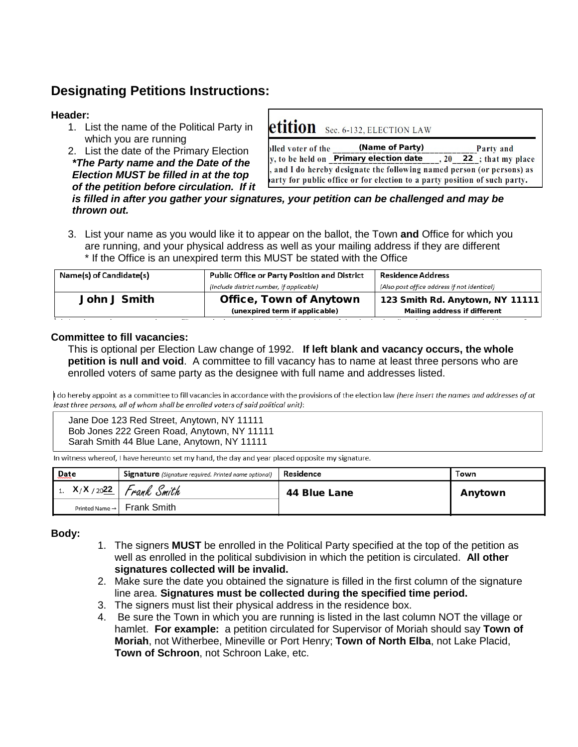## Designating Petitions Instructions:

**Header:**

1. List the name of the Political Party in which you are running
2. List the date of the Primary Election

***The Party name and the Date of the Election MUST be filled in at the top of the petition before circulation. If it is filled in after you gather your signatures, your petition can be challenged and may be thrown out.***

etition Sec. 6-132, ELECTION LAW

olled voter of the ______(Name of Party)______Party and
y, to be held on _Primary election date____, 20__22_; that my place
, and I do hereby designate the following named person (or persons) as
arty for public office or for election to a party position of such party.

3. List your name as you would like it to appear on the ballot, the Town **and** Office for which you are running, and your physical address as well as your mailing address if they are different
   * If the Office is an unexpired term this MUST be stated with the Office

| Name(s) of Candidate(s) | Public Office or Party Position and District *(Include district number, if applicable)* | Residence Address *(Also post office address if not identical)* |
|---|---|---|
| John J Smith | Office, Town of Anytown (unexpired term if applicable) | 123 Smith Rd. Anytown, NY 11111 Mailing address if different |

**Committee to fill vacancies:**

This is optional per Election Law change of 1992. **If left blank and vacancy occurs, the whole petition is null and void**. A committee to fill vacancy has to name at least three persons who are enrolled voters of same party as the designee with full name and addresses listed.

I do hereby appoint as a committee to fill vacancies in accordance with the provisions of the election law *(here insert the names and addresses of at least three persons, all of whom shall be enrolled voters of said political unit)*:

Jane Doe 123 Red Street, Anytown, NY 11111
Bob Jones 222 Green Road, Anytown, NY 11111
Sarah Smith 44 Blue Lane, Anytown, NY 11111

In witness whereof, I have hereunto set my hand, the day and year placed opposite my signature.

| Date | Signature *(Signature required. Printed name optional)* | Residence | Town |
|---|---|---|---|
| 1. X/X/2022 | Frank Smith | 44 Blue Lane | Anytown |
| Printed Name → | Frank Smith | | |

**Body:**

1. The signers **MUST** be enrolled in the Political Party specified at the top of the petition as well as enrolled in the political subdivision in which the petition is circulated. **All other signatures collected will be invalid.**
2. Make sure the date you obtained the signature is filled in the first column of the signature line area. **Signatures must be collected during the specified time period.**
3. The signers must list their physical address in the residence box.
4. Be sure the Town in which you are running is listed in the last column NOT the village or hamlet. **For example:** a petition circulated for Supervisor of Moriah should say **Town of Moriah**, not Witherbee, Mineville or Port Henry; **Town of North Elba**, not Lake Placid, **Town of Schroon**, not Schroon Lake, etc.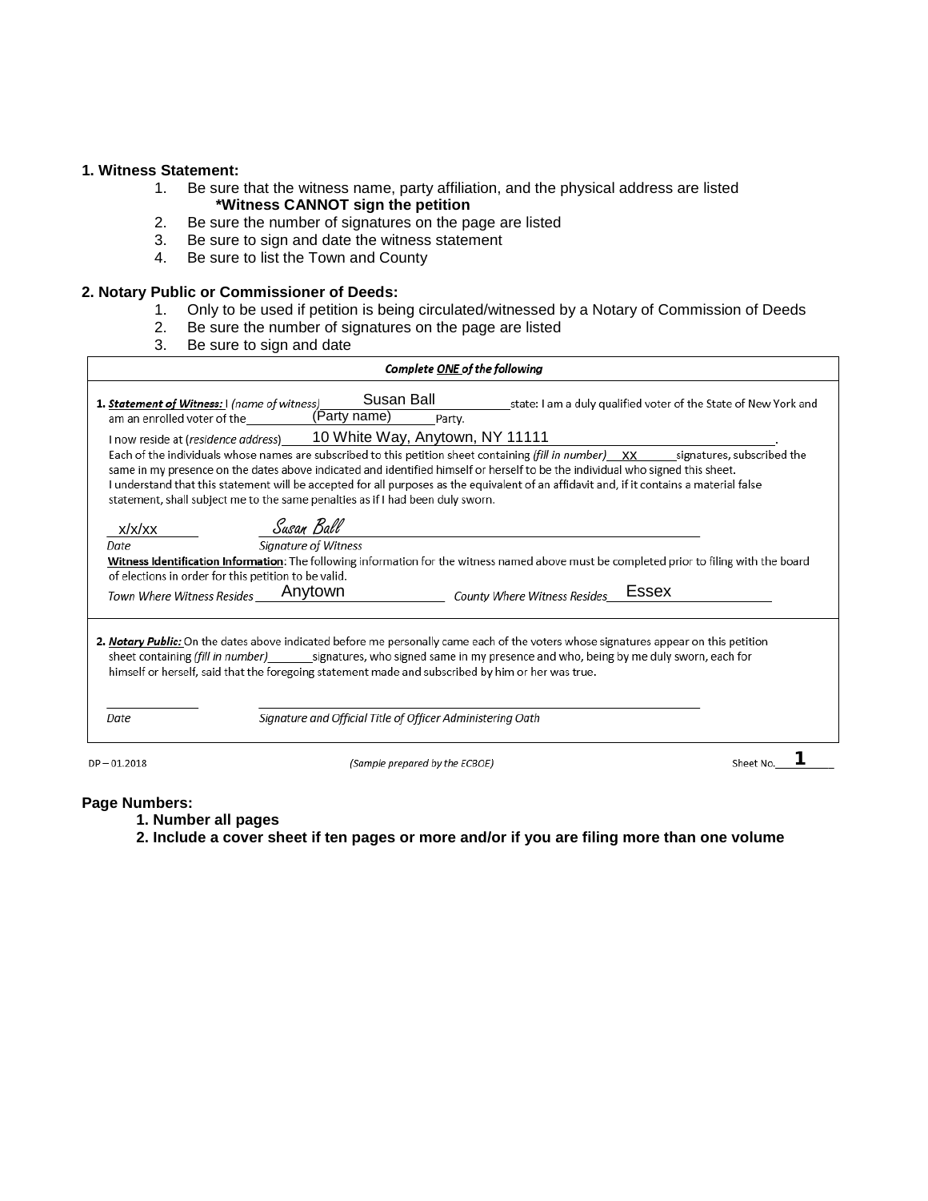**1. Witness Statement:**

1. Be sure that the witness name, party affiliation, and the physical address are listed
   ***Witness CANNOT sign the petition**
2. Be sure the number of signatures on the page are listed
3. Be sure to sign and date the witness statement
4. Be sure to list the Town and County

**2. Notary Public or Commissioner of Deeds:**

1. Only to be used if petition is being circulated/witnessed by a Notary of Commission of Deeds
2. Be sure the number of signatures on the page are listed
3. Be sure to sign and date

***Complete ONE of the following***

**1.** ***Statement of Witness:*** I *(name of witness)* Susan Ball state: I am a duly qualified voter of the State of New York and am an enrolled voter of the (Party name) Party.

I now reside at *(residence address)* 10 White Way, Anytown, NY 11111.

Each of the individuals whose names are subscribed to this petition sheet containing *(fill in number)* xx signatures, subscribed the same in my presence on the dates above indicated and identified himself or herself to be the individual who signed this sheet.

I understand that this statement will be accepted for all purposes as the equivalent of an affidavit and, if it contains a material false statement, shall subject me to the same penalties as if I had been duly sworn.

x/x/xx — *Date*

Susan Ball — *Signature of Witness*

**Witness Identification Information**: The following information for the witness named above must be completed prior to filing with the board of elections in order for this petition to be valid.

*Town Where Witness Resides* Anytown *County Where Witness Resides* Essex

**2.** ***Notary Public:*** On the dates above indicated before me personally came each of the voters whose signatures appear on this petition sheet containing *(fill in number)* _______ signatures, who signed same in my presence and who, being by me duly sworn, each for himself or herself, said that the foregoing statement made and subscribed by him or her was true.

_______________ *Date*

_______________________________ *Signature and Official Title of Officer Administering Oath*

DP – 01.2018 *(Sample prepared by the ECBOE)* Sheet No. 1

**Page Numbers:**

1. **Number all pages**
2. **Include a cover sheet if ten pages or more and/or if you are filing more than one volume**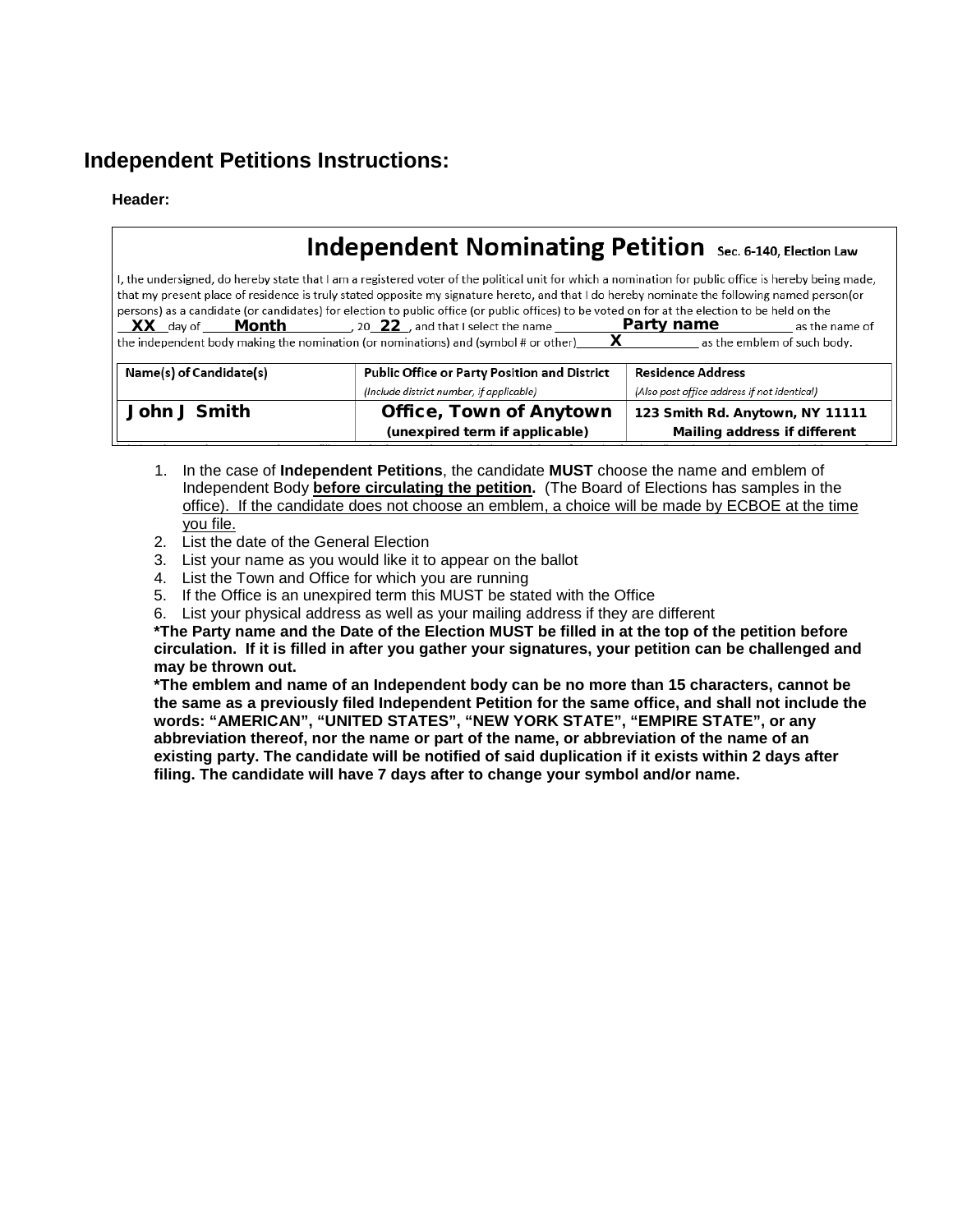## Independent Petitions Instructions:

**Header:**

**Independent Nominating Petition** Sec. 6-140, Election Law

I, the undersigned, do hereby state that I am a registered voter of the political unit for which a nomination for public office is hereby being made, that my present place of residence is truly stated opposite my signature hereto, and that I do hereby nominate the following named person(or persons) as a candidate (or candidates) for election to public office (or public offices) to be voted on for at the election to be held on the __XX__ day of __Month__, 20__22__, and that I select the name __Party name__ as the name of the independent body making the nomination (or nominations) and (symbol # or other)__X__ as the emblem of such body.

| Name(s) of Candidate(s) | Public Office or Party Position and District<br>*(Include district number, if applicable)* | Residence Address<br>*(Also post office address if not identical)* |
|---|---|---|
| John J Smith | Office, Town of Anytown<br>(unexpired term if applicable) | 123 Smith Rd. Anytown, NY 11111<br>Mailing address if different |

1. In the case of **Independent Petitions**, the candidate **MUST** choose the name and emblem of Independent Body **before circulating the petition.** (The Board of Elections has samples in the office). If the candidate does not choose an emblem, a choice will be made by ECBOE at the time you file.
2. List the date of the General Election
3. List your name as you would like it to appear on the ballot
4. List the Town and Office for which you are running
5. If the Office is an unexpired term this MUST be stated with the Office
6. List your physical address as well as your mailing address if they are different

**\*The Party name and the Date of the Election MUST be filled in at the top of the petition before circulation. If it is filled in after you gather your signatures, your petition can be challenged and may be thrown out.**

**\*The emblem and name of an Independent body can be no more than 15 characters, cannot be the same as a previously filed Independent Petition for the same office, and shall not include the words: "AMERICAN", "UNITED STATES", "NEW YORK STATE", "EMPIRE STATE", or any abbreviation thereof, nor the name or part of the name, or abbreviation of the name of an existing party. The candidate will be notified of said duplication if it exists within 2 days after filing. The candidate will have 7 days after to change your symbol and/or name.**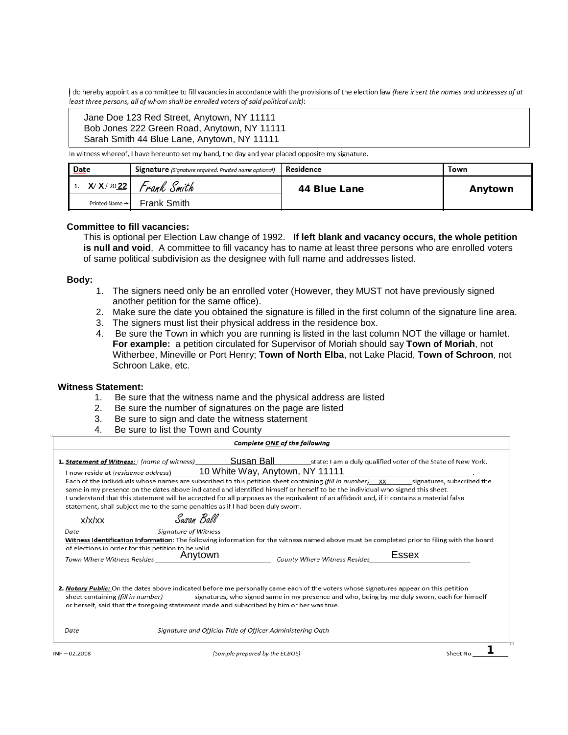I do hereby appoint as a committee to fill vacancies in accordance with the provisions of the election law *(here insert the names and addresses of at least three persons, all of whom shall be enrolled voters of said political unit)*:

Jane Doe 123 Red Street, Anytown, NY 11111
Bob Jones 222 Green Road, Anytown, NY 11111
Sarah Smith 44 Blue Lane, Anytown, NY 11111

In witness whereof, I have hereunto set my hand, the day and year placed opposite my signature.

| Date | Signature *(Signature required. Printed name optional)* | Residence | Town |
|---|---|---|---|
| 1. X/ X / 20 22 | Frank Smith | 44 Blue Lane | Anytown |
| Printed Name → | Frank Smith | | |

**Committee to fill vacancies:**

This is optional per Election Law change of 1992. **If left blank and vacancy occurs, the whole petition is null and void**. A committee to fill vacancy has to name at least three persons who are enrolled voters of same political subdivision as the designee with full name and addresses listed.

**Body:**

1. The signers need only be an enrolled voter (However, they MUST not have previously signed another petition for the same office).
2. Make sure the date you obtained the signature is filled in the first column of the signature line area.
3. The signers must list their physical address in the residence box.
4. Be sure the Town in which you are running is listed in the last column NOT the village or hamlet. **For example:** a petition circulated for Supervisor of Moriah should say **Town of Moriah**, not Witherbee, Mineville or Port Henry; **Town of North Elba**, not Lake Placid, **Town of Schroon**, not Schroon Lake, etc.

**Witness Statement:**

1. Be sure that the witness name and the physical address are listed
2. Be sure the number of signatures on the page are listed
3. Be sure to sign and date the witness statement
4. Be sure to list the Town and County

***Complete ONE of the following***

**1. *Statement of Witness:*** I *(name of witness)* Susan Ball state: I am a duly qualified voter of the State of New York. I now reside at *(residence address)* 10 White Way, Anytown, NY 11111. Each of the individuals whose names are subscribed to this petition sheet containing *(fill in number)* xx signatures, subscribed the same in my presence on the dates above indicated and identified himself or herself to be the individual who signed this sheet. I understand that this statement will be accepted for all purposes as the equivalent of an affidavit and, if it contains a material false statement, shall subject me to the same penalties as if I had been duly sworn.

x/x/xx — Susan Ball

*Date* — *Signature of Witness*

**Witness Identification Information**: The following information for the witness named above must be completed prior to filing with the board of elections in order for this petition to be valid.

*Town Where Witness Resides* Anytown *County Where Witness Resides* Essex

**2. *Notary Public:*** On the dates above indicated before me personally came each of the voters whose signatures appear on this petition sheet containing *(fill in number)* ________ signatures, who signed same in my presence and who, being by me duly sworn, each for himself or herself, said that the foregoing statement made and subscribed by him or her was true.

*Date* — *Signature and Official Title of Officer Administering Oath*

INP – 02.2018 *(Sample prepared by the ECBOE)* Sheet No. 1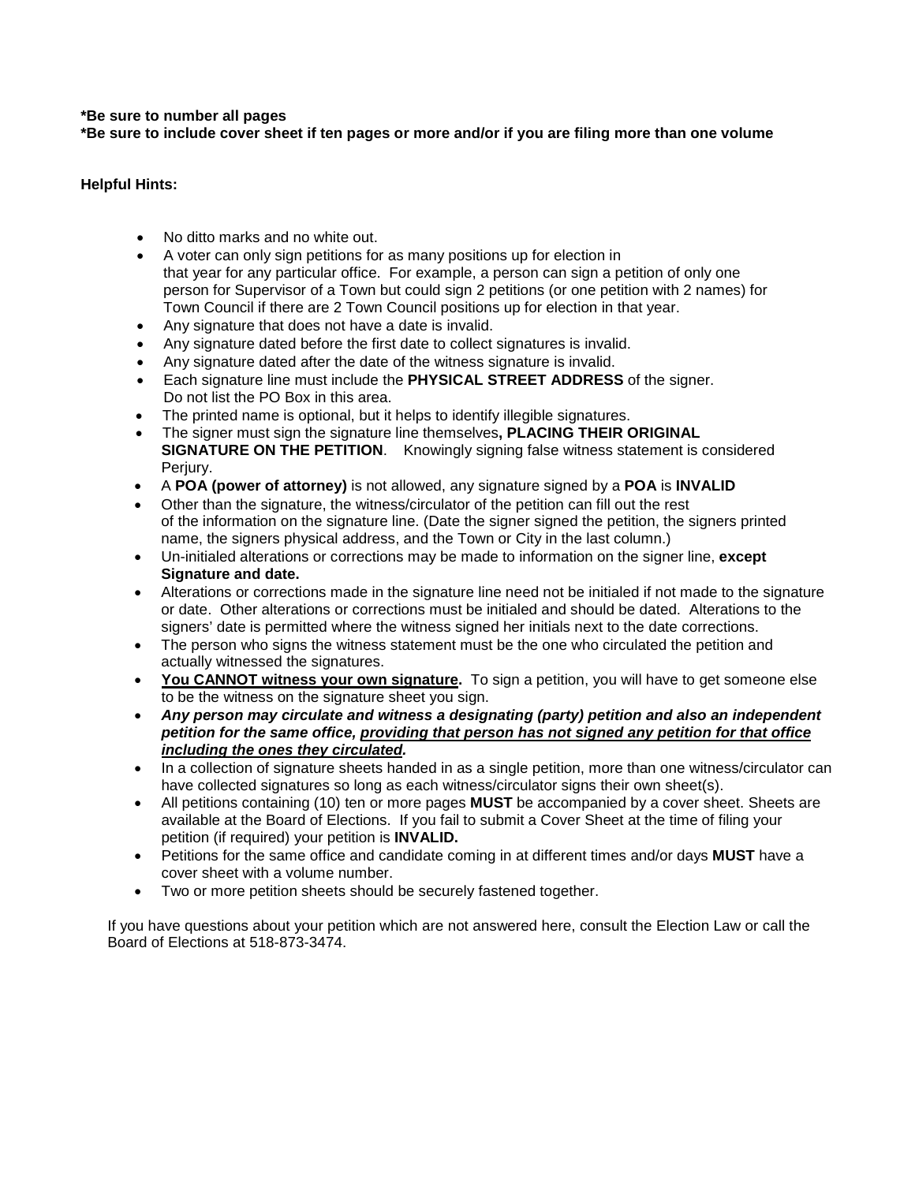**\*Be sure to number all pages**
**\*Be sure to include cover sheet if ten pages or more and/or if you are filing more than one volume**

**Helpful Hints:**

- No ditto marks and no white out.
- A voter can only sign petitions for as many positions up for election in that year for any particular office. For example, a person can sign a petition of only one person for Supervisor of a Town but could sign 2 petitions (or one petition with 2 names) for Town Council if there are 2 Town Council positions up for election in that year.
- Any signature that does not have a date is invalid.
- Any signature dated before the first date to collect signatures is invalid.
- Any signature dated after the date of the witness signature is invalid.
- Each signature line must include the **PHYSICAL STREET ADDRESS** of the signer. Do not list the PO Box in this area.
- The printed name is optional, but it helps to identify illegible signatures.
- The signer must sign the signature line themselves**, PLACING THEIR ORIGINAL SIGNATURE ON THE PETITION**. Knowingly signing false witness statement is considered Perjury.
- A **POA (power of attorney)** is not allowed, any signature signed by a **POA** is **INVALID**
- Other than the signature, the witness/circulator of the petition can fill out the rest of the information on the signature line. (Date the signer signed the petition, the signers printed name, the signers physical address, and the Town or City in the last column.)
- Un-initialed alterations or corrections may be made to information on the signer line, **except Signature and date.**
- Alterations or corrections made in the signature line need not be initialed if not made to the signature or date. Other alterations or corrections must be initialed and should be dated. Alterations to the signers' date is permitted where the witness signed her initials next to the date corrections.
- The person who signs the witness statement must be the one who circulated the petition and actually witnessed the signatures.
- **<u>You CANNOT witness your own signature</u>.** To sign a petition, you will have to get someone else to be the witness on the signature sheet you sign.
- ***Any person may circulate and witness a designating (party) petition and also an independent petition for the same office, <u>providing that person has not signed any petition for that office including the ones they circulated</u>.***
- In a collection of signature sheets handed in as a single petition, more than one witness/circulator can have collected signatures so long as each witness/circulator signs their own sheet(s).
- All petitions containing (10) ten or more pages **MUST** be accompanied by a cover sheet. Sheets are available at the Board of Elections. If you fail to submit a Cover Sheet at the time of filing your petition (if required) your petition is **INVALID.**
- Petitions for the same office and candidate coming in at different times and/or days **MUST** have a cover sheet with a volume number.
- Two or more petition sheets should be securely fastened together.

If you have questions about your petition which are not answered here, consult the Election Law or call the Board of Elections at 518-873-3474.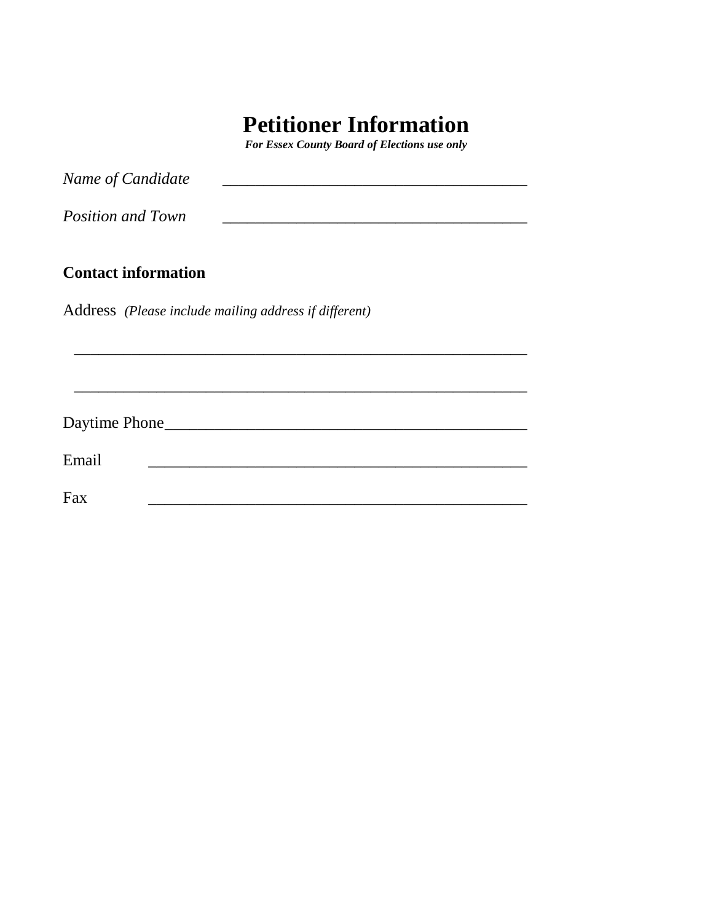# Petitioner Information

***For Essex County Board of Elections use only***

*Name of Candidate* ______________________________________

*Position and Town* ______________________________________

**Contact information**

Address *(Please include mailing address if different)*

________________________________________________________

________________________________________________________

Daytime Phone_____________________________________________

Email ______________________________________________

Fax ______________________________________________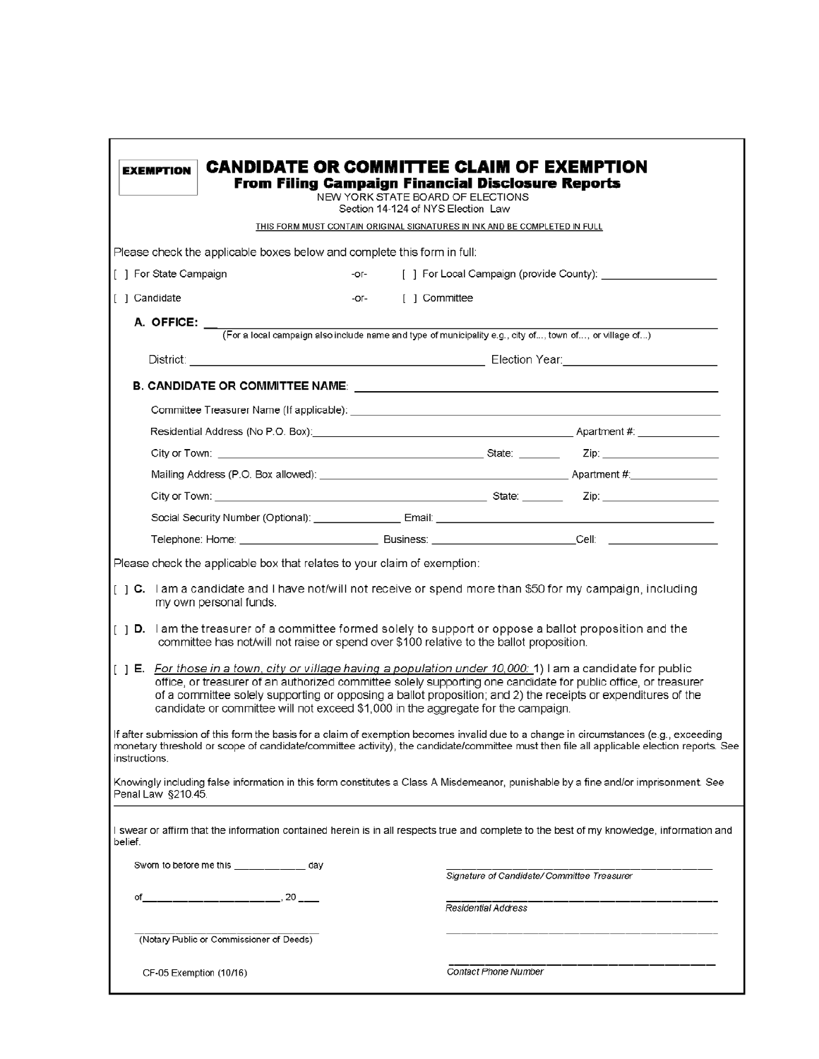**EXEMPTION**

# CANDIDATE OR COMMITTEE CLAIM OF EXEMPTION

## From Filing Campaign Financial Disclosure Reports

NEW YORK STATE BOARD OF ELECTIONS
Section 14-124 of NYS Election Law

THIS FORM MUST CONTAIN ORIGINAL SIGNATURES IN INK AND BE COMPLETED IN FULL

Please check the applicable boxes below and complete this form in full:

[ ] For State Campaign -or- [ ] For Local Campaign (provide County): ____________________

[ ] Candidate -or- [ ] Committee

**A. OFFICE:** ______________________________________________________________
(For a local campaign also include name and type of municipality e.g., city of..., town of..., or village of...)

District: ____________________________________________ Election Year: ______________________

**B. CANDIDATE OR COMMITTEE NAME**: ______________________________________________

Committee Treasurer Name (If applicable): ______________________________________________

Residential Address (No P.O. Box): ____________________________________ Apartment #: ____________

City or Town: ____________________________________ State: _______ Zip: __________________

Mailing Address (P.O. Box allowed): ____________________________________ Apartment #: ____________

City or Town: ____________________________________ State: _______ Zip: __________________

Social Security Number (Optional): ______________ Email: ______________________________________

Telephone: Home: ______________________ Business: ______________________ Cell: __________________

Please check the applicable box that relates to your claim of exemption:

[ ] **C.** I am a candidate and I have not/will not receive or spend more than $50 for my campaign, including my own personal funds.

[ ] **D.** I am the treasurer of a committee formed solely to support or oppose a ballot proposition and the committee has not/will not raise or spend over $100 relative to the ballot proposition.

[ ] **E.** *For those in a town, city or village having a population under 10,000:* 1) I am a candidate for public office, or treasurer of an authorized committee solely supporting one candidate for public office, or treasurer of a committee solely supporting or opposing a ballot proposition; and 2) the receipts or expenditures of the candidate or committee will not exceed $1,000 in the aggregate for the campaign.

If after submission of this form the basis for a claim of exemption becomes invalid due to a change in circumstances (e.g., exceeding monetary threshold or scope of candidate/committee activity), the candidate/committee must then file all applicable election reports. See instructions.

Knowingly including false information in this form constitutes a Class A Misdemeanor, punishable by a fine and/or imprisonment. See Penal Law §210.45.

I swear or affirm that the information contained herein is in all respects true and complete to the best of my knowledge, information and belief.

Sworn to before me this ____________ day

of ______________________, 20 ___

______________________________
(Notary Public or Commissioner of Deeds)

______________________________
*Signature of Candidate/Committee Treasurer*

______________________________
*Residential Address*

______________________________

______________________________
*Contact Phone Number*

CF-05 Exemption (10/16)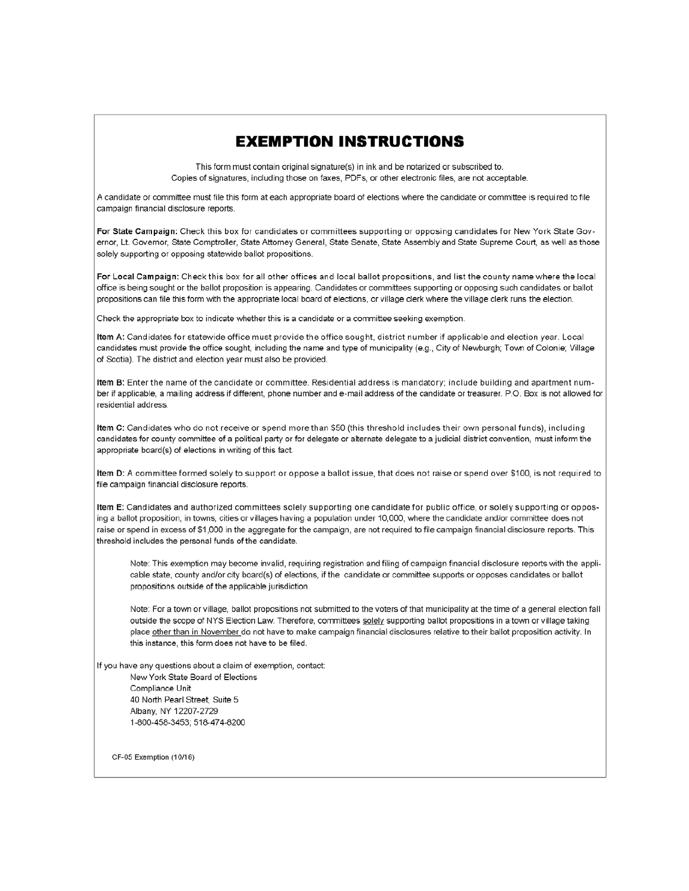# EXEMPTION INSTRUCTIONS

This form must contain original signature(s) in ink and be notarized or subscribed to.
Copies of signatures, including those on faxes, PDFs, or other electronic files, are not acceptable.

A candidate or committee must file this form at each appropriate board of elections where the candidate or committee is required to file campaign financial disclosure reports.

**For State Campaign:** Check this box for candidates or committees supporting or opposing candidates for New York State Governor, Lt. Governor, State Comptroller, State Attorney General, State Senate, State Assembly and State Supreme Court, as well as those solely supporting or opposing statewide ballot propositions.

**For Local Campaign:** Check this box for all other offices and local ballot propositions, and list the county name where the local office is being sought or the ballot proposition is appearing. Candidates or committees supporting or opposing such candidates or ballot propositions can file this form with the appropriate local board of elections, or village clerk where the village clerk runs the election.

Check the appropriate box to indicate whether this is a candidate or a committee seeking exemption.

**Item A:** Candidates for statewide office must provide the office sought, district number if applicable and election year. Local candidates must provide the office sought, including the name and type of municipality (e.g., City of Newburgh; Town of Colonie; Village of Scotia). The district and election year must also be provided.

**Item B:** Enter the name of the candidate or committee. Residential address is mandatory; include building and apartment number if applicable, a mailing address if different, phone number and e-mail address of the candidate or treasurer. P.O. Box is not allowed for residential address.

**Item C:** Candidates who do not receive or spend more than $50 (this threshold includes their own personal funds), including candidates for county committee of a political party or for delegate or alternate delegate to a judicial district convention, must inform the appropriate board(s) of elections in writing of this fact.

**Item D:** A committee formed solely to support or oppose a ballot issue, that does not raise or spend over $100, is not required to file campaign financial disclosure reports.

**Item E:** Candidates and authorized committees solely supporting one candidate for public office, or solely supporting or opposing a ballot proposition, in towns, cities or villages having a population under 10,000, where the candidate and/or committee does not raise or spend in excess of $1,000 in the aggregate for the campaign, are not required to file campaign financial disclosure reports. This threshold includes the personal funds of the candidate.

> Note: This exemption may become invalid, requiring registration and filing of campaign financial disclosure reports with the applicable state, county and/or city board(s) of elections, if the candidate or committee supports or opposes candidates or ballot propositions outside of the applicable jurisdiction.
>
> Note: For a town or village, ballot propositions not submitted to the voters of that municipality at the time of a general election fall outside the scope of NYS Election Law. Therefore, committees <u>solely</u> supporting ballot propositions in a town or village taking place <u>other than in November</u> do not have to make campaign financial disclosures relative to their ballot proposition activity. In this instance, this form does not have to be filed.

If you have any questions about a claim of exemption, contact:

New York State Board of Elections
Compliance Unit
40 North Pearl Street, Suite 5
Albany, NY 12207-2729
1-800-458-3453; 518-474-8200

CF-05 Exemption (10/16)